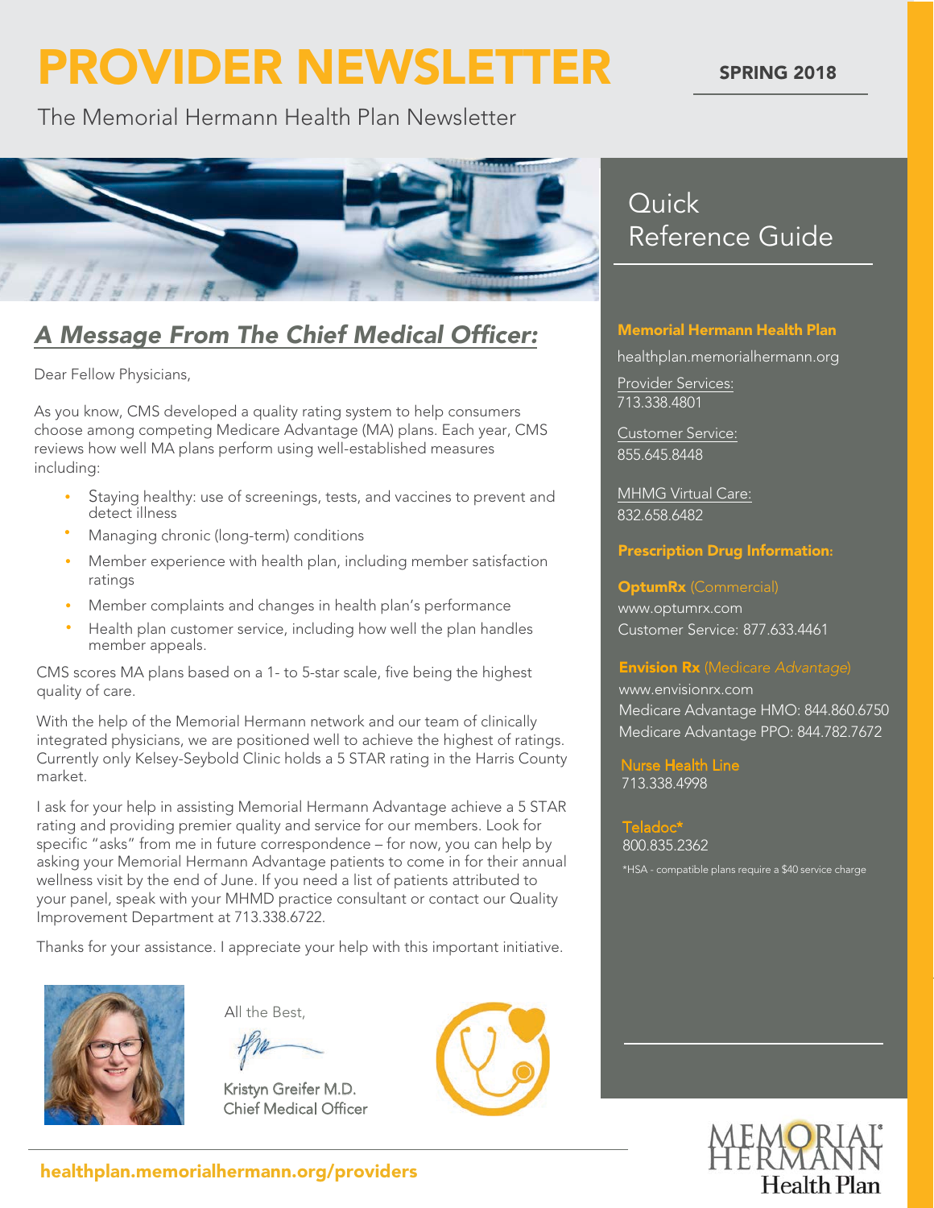# PROVIDER NEWSLETTER

**SPRING 2018**

The Memorial Hermann Health Plan Newsletter

## *A Message From The Chief Medical Officer:*

Dear Fellow Physicians,

As you know, CMS developed a quality rating system to help consumers choose among competing Medicare Advantage (MA) plans. Each year, CMS reviews how well MA plans perform using well-established measures including:

- Staying healthy: use of screenings, tests, and vaccines to prevent and detect illness
- Managing chronic (long-term) conditions
- Member experience with health plan, including member satisfaction ratings
- Member complaints and changes in health plan's performance
- Health plan customer service, including how well the plan handles member appeals.

CMS scores MA plans based on a 1- to 5-star scale, five being the highest quality of care.

With the help of the Memorial Hermann network and our team of clinically integrated physicians, we are positioned well to achieve the highest of ratings. Currently only Kelsey-Seybold Clinic holds a 5 STAR rating in the Harris County market.

I ask for your help in assisting Memorial Hermann Advantage achieve a 5 STAR rating and providing premier quality and service for our members. Look for specific "asks" from me in future correspondence – for now, you can help by asking your Memorial Hermann Advantage patients to come in for their annual wellness visit by the end of June. If you need a list of patients attributed to your panel, speak with your MHMD practice consultant or contact our Quality Improvement Department at 713.338.6722.

Thanks for your assistance. I appreciate your help with this important initiative.

All the Best,

Kristyn Greifer M.D.
Chief Medical Officer

## Quick Reference Guide

**Memorial Hermann Health Plan**

healthplan.memorialhermann.org

Provider Services:
713.338.4801

Customer Service:
855.645.8448

MHMG Virtual Care:
832.658.6482

**Prescription Drug Information:**

**OptumRx** (Commercial)
www.optumrx.com
Customer Service: 877.633.4461

**Envision Rx** (Medicare *Advantage*)
www.envisionrx.com
Medicare Advantage HMO: 844.860.6750
Medicare Advantage PPO: 844.782.7672

Nurse Health Line
713.338.4998

Teladoc*
800.835.2362

*HSA - compatible plans require a $40 service charge

healthplan.memorialhermann.org/providers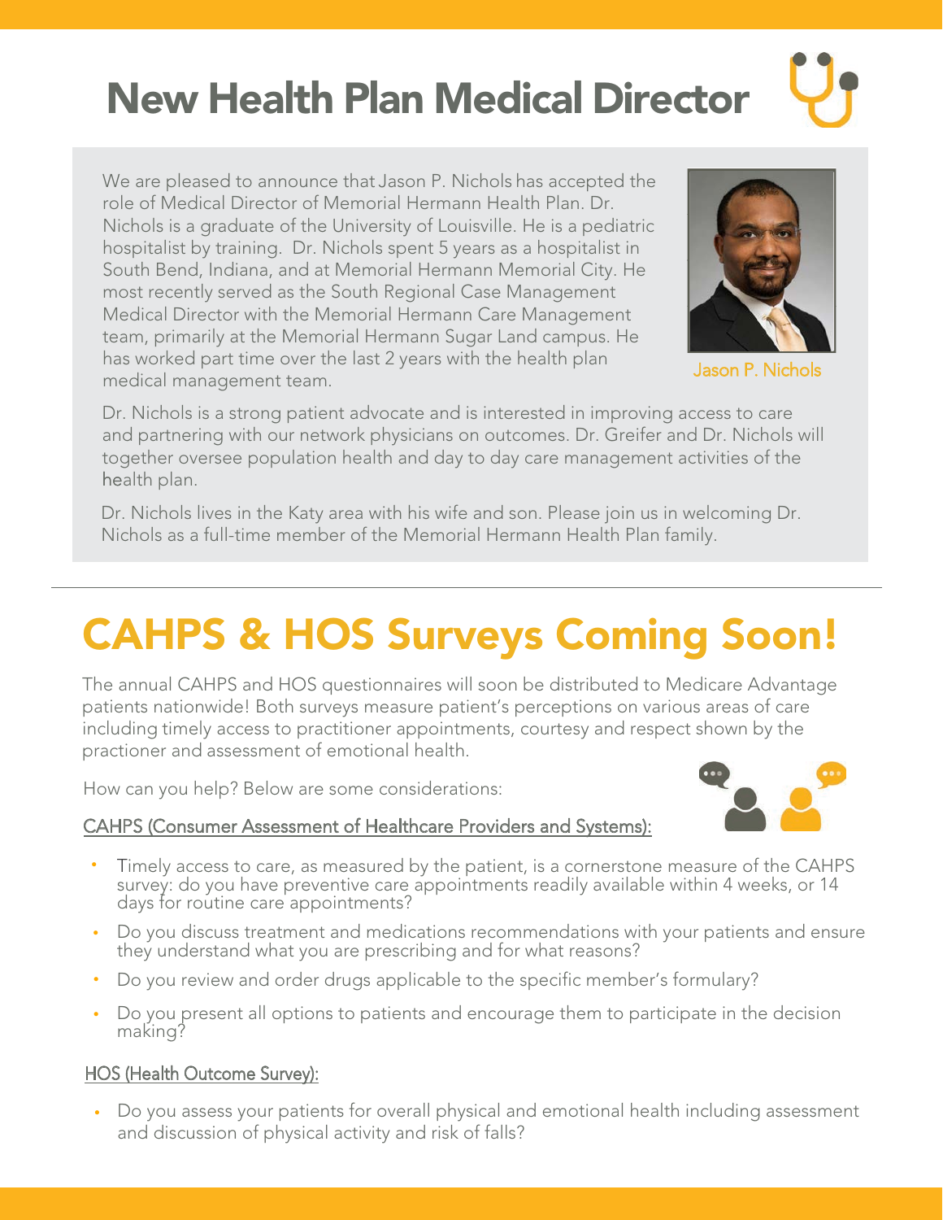# New Health Plan Medical Director

We are pleased to announce that Jason P. Nichols has accepted the role of Medical Director of Memorial Hermann Health Plan. Dr. Nichols is a graduate of the University of Louisville. He is a pediatric hospitalist by training. Dr. Nichols spent 5 years as a hospitalist in South Bend, Indiana, and at Memorial Hermann Memorial City. He most recently served as the South Regional Case Management Medical Director with the Memorial Hermann Care Management team, primarily at the Memorial Hermann Sugar Land campus. He has worked part time over the last 2 years with the health plan medical management team.

Jason P. Nichols

Dr. Nichols is a strong patient advocate and is interested in improving access to care and partnering with our network physicians on outcomes. Dr. Greifer and Dr. Nichols will together oversee population health and day to day care management activities of the health plan.

Dr. Nichols lives in the Katy area with his wife and son. Please join us in welcoming Dr. Nichols as a full-time member of the Memorial Hermann Health Plan family.

# CAHPS & HOS Surveys Coming Soon!

The annual CAHPS and HOS questionnaires will soon be distributed to Medicare Advantage patients nationwide! Both surveys measure patient's perceptions on various areas of care including timely access to practitioner appointments, courtesy and respect shown by the practioner and assessment of emotional health.

How can you help? Below are some considerations:

CAHPS (Consumer Assessment of Healthcare Providers and Systems):

- Timely access to care, as measured by the patient, is a cornerstone measure of the CAHPS survey: do you have preventive care appointments readily available within 4 weeks, or 14 days for routine care appointments?
- Do you discuss treatment and medications recommendations with your patients and ensure they understand what you are prescribing and for what reasons?
- Do you review and order drugs applicable to the specific member's formulary?
- Do you present all options to patients and encourage them to participate in the decision making?

HOS (Health Outcome Survey):

- Do you assess your patients for overall physical and emotional health including assessment and discussion of physical activity and risk of falls?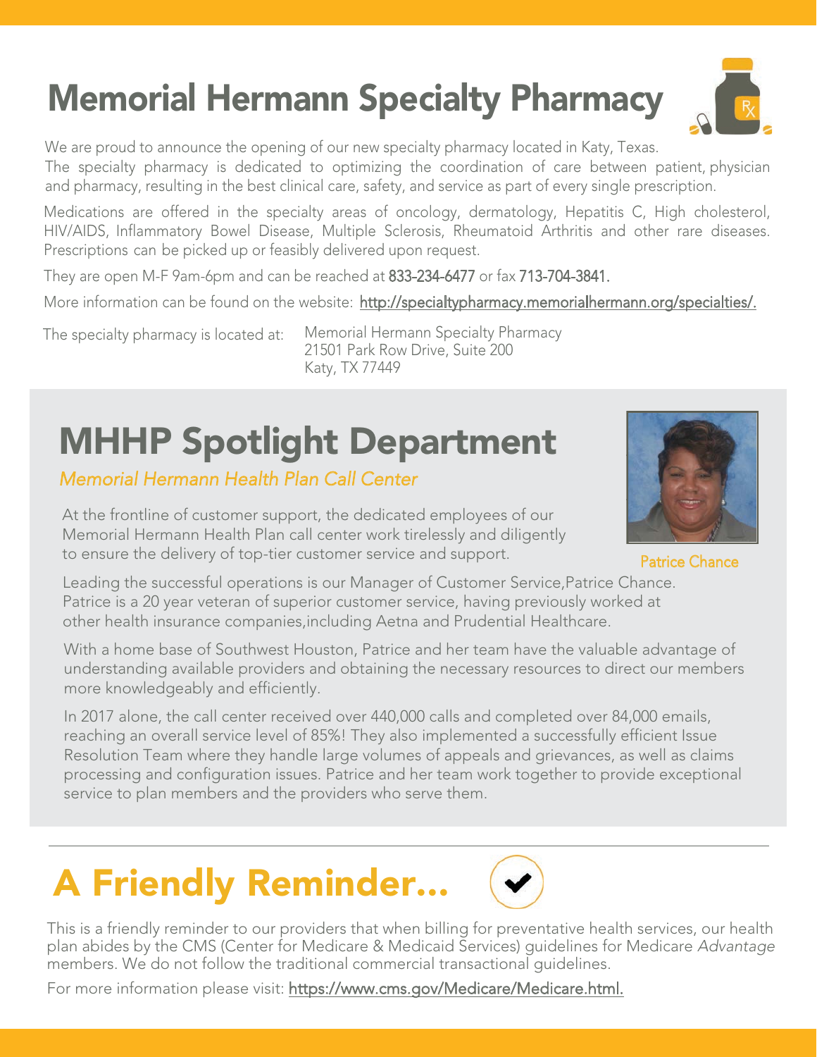# Memorial Hermann Specialty Pharmacy

We are proud to announce the opening of our new specialty pharmacy located in Katy, Texas.
The specialty pharmacy is dedicated to optimizing the coordination of care between patient, physician and pharmacy, resulting in the best clinical care, safety, and service as part of every single prescription.

Medications are offered in the specialty areas of oncology, dermatology, Hepatitis C, High cholesterol, HIV/AIDS, Inflammatory Bowel Disease, Multiple Sclerosis, Rheumatoid Arthritis and other rare diseases. Prescriptions can be picked up or feasibly delivered upon request.

They are open M-F 9am-6pm and can be reached at 833-234-6477 or fax 713-704-3841.

More information can be found on the website: http://specialtypharmacy.memorialhermann.org/specialties/.

The specialty pharmacy is located at:
Memorial Hermann Specialty Pharmacy
21501 Park Row Drive, Suite 200
Katy, TX 77449

# MHHP Spotlight Department

*Memorial Hermann Health Plan Call Center*

At the frontline of customer support, the dedicated employees of our Memorial Hermann Health Plan call center work tirelessly and diligently to ensure the delivery of top-tier customer service and support.

Patrice Chance

Leading the successful operations is our Manager of Customer Service,Patrice Chance. Patrice is a 20 year veteran of superior customer service, having previously worked at other health insurance companies,including Aetna and Prudential Healthcare.

With a home base of Southwest Houston, Patrice and her team have the valuable advantage of understanding available providers and obtaining the necessary resources to direct our members more knowledgeably and efficiently.

In 2017 alone, the call center received over 440,000 calls and completed over 84,000 emails, reaching an overall service level of 85%! They also implemented a successfully efficient Issue Resolution Team where they handle large volumes of appeals and grievances, as well as claims processing and configuration issues. Patrice and her team work together to provide exceptional service to plan members and the providers who serve them.

# A Friendly Reminder...

This is a friendly reminder to our providers that when billing for preventative health services, our health plan abides by the CMS (Center for Medicare & Medicaid Services) guidelines for Medicare *Advantage* members. We do not follow the traditional commercial transactional guidelines.

For more information please visit: https://www.cms.gov/Medicare/Medicare.html.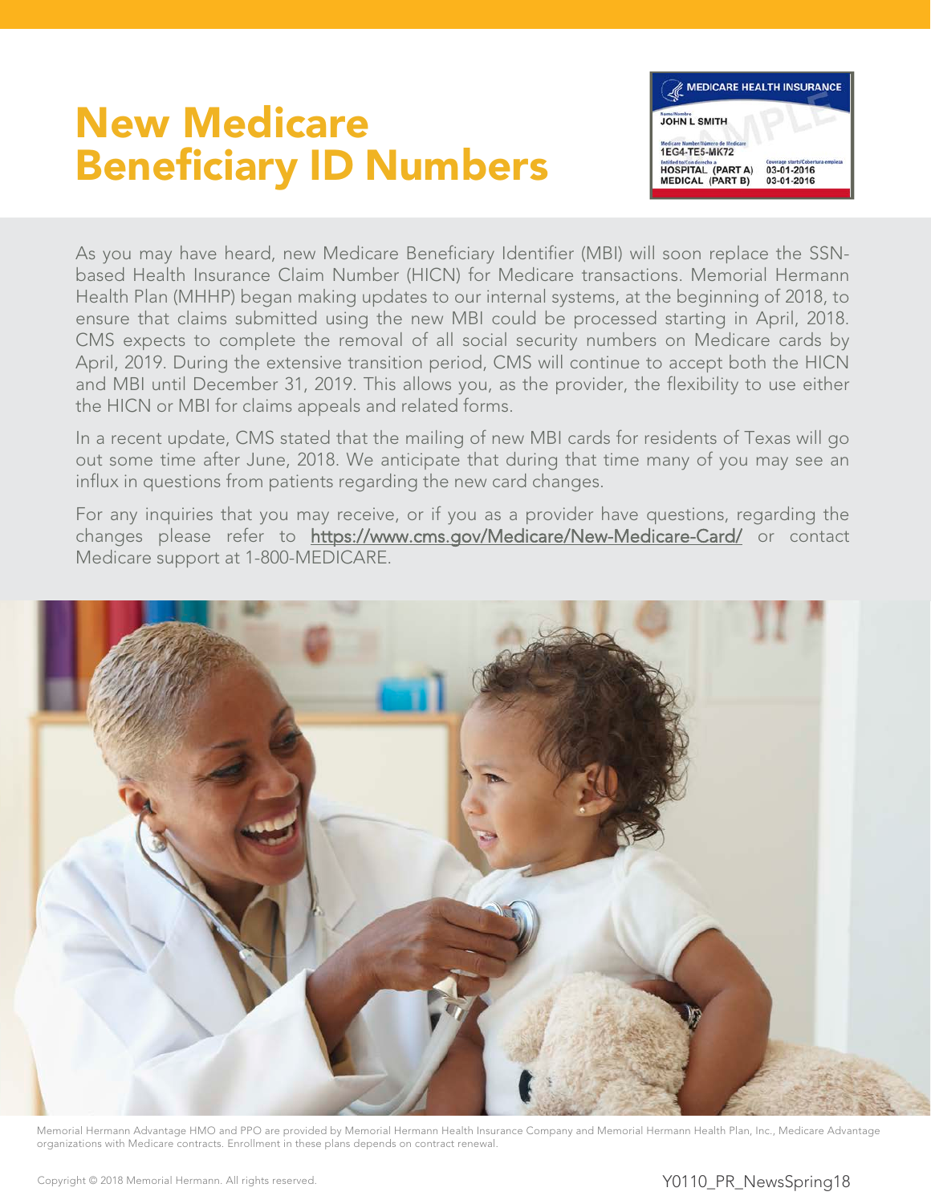# New Medicare Beneficiary ID Numbers

As you may have heard, new Medicare Beneficiary Identifier (MBI) will soon replace the SSN-based Health Insurance Claim Number (HICN) for Medicare transactions. Memorial Hermann Health Plan (MHHP) began making updates to our internal systems, at the beginning of 2018, to ensure that claims submitted using the new MBI could be processed starting in April, 2018. CMS expects to complete the removal of all social security numbers on Medicare cards by April, 2019. During the extensive transition period, CMS will continue to accept both the HICN and MBI until December 31, 2019. This allows you, as the provider, the flexibility to use either the HICN or MBI for claims appeals and related forms.

In a recent update, CMS stated that the mailing of new MBI cards for residents of Texas will go out some time after June, 2018. We anticipate that during that time many of you may see an influx in questions from patients regarding the new card changes.

For any inquiries that you may receive, or if you as a provider have questions, regarding the changes please refer to https://www.cms.gov/Medicare/New-Medicare-Card/ or contact Medicare support at 1-800-MEDICARE.

Memorial Hermann Advantage HMO and PPO are provided by Memorial Hermann Health Insurance Company and Memorial Hermann Health Plan, Inc., Medicare Advantage organizations with Medicare contracts. Enrollment in these plans depends on contract renewal.

Copyright © 2018 Memorial Hermann. All rights reserved.

Y0110_PR_NewsSpring18